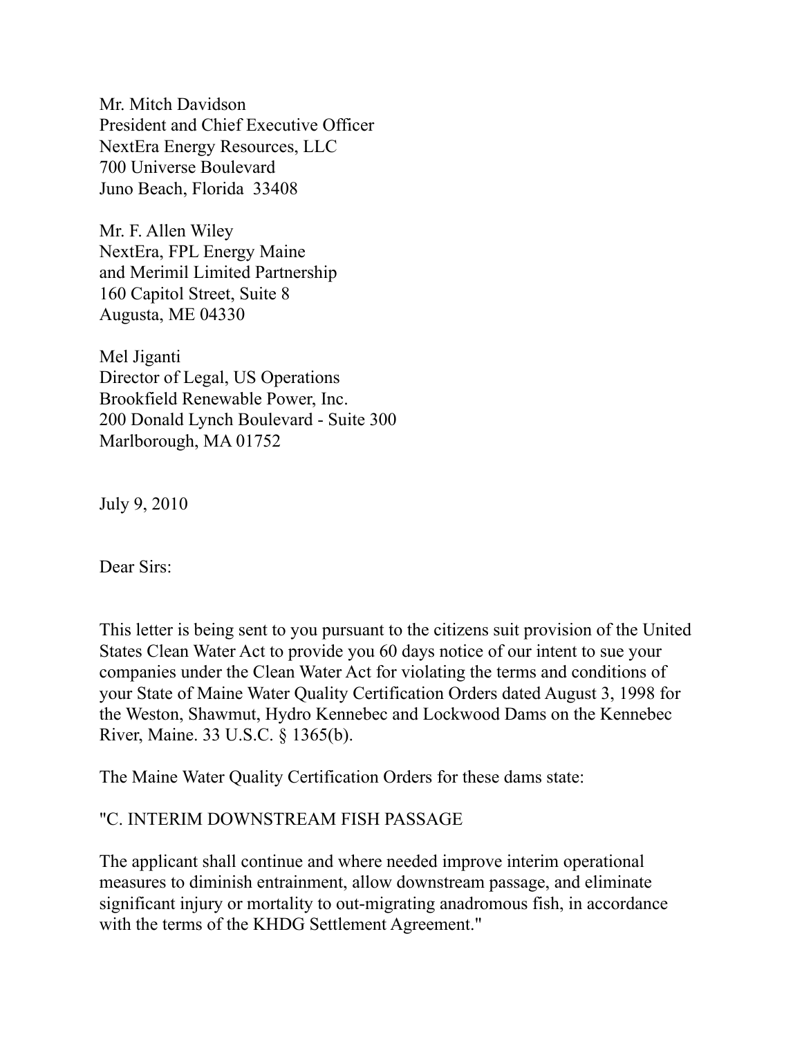Mr. Mitch Davidson
President and Chief Executive Officer
NextEra Energy Resources, LLC
700 Universe Boulevard
Juno Beach, Florida 33408

Mr. F. Allen Wiley
NextEra, FPL Energy Maine
and Merimil Limited Partnership
160 Capitol Street, Suite 8
Augusta, ME 04330

Mel Jiganti
Director of Legal, US Operations
Brookfield Renewable Power, Inc.
200 Donald Lynch Boulevard - Suite 300
Marlborough, MA 01752

July 9, 2010

Dear Sirs:

This letter is being sent to you pursuant to the citizens suit provision of the United States Clean Water Act to provide you 60 days notice of our intent to sue your companies under the Clean Water Act for violating the terms and conditions of your State of Maine Water Quality Certification Orders dated August 3, 1998 for the Weston, Shawmut, Hydro Kennebec and Lockwood Dams on the Kennebec River, Maine. 33 U.S.C. § 1365(b).

The Maine Water Quality Certification Orders for these dams state:

"C. INTERIM DOWNSTREAM FISH PASSAGE

The applicant shall continue and where needed improve interim operational measures to diminish entrainment, allow downstream passage, and eliminate significant injury or mortality to out-migrating anadromous fish, in accordance with the terms of the KHDG Settlement Agreement."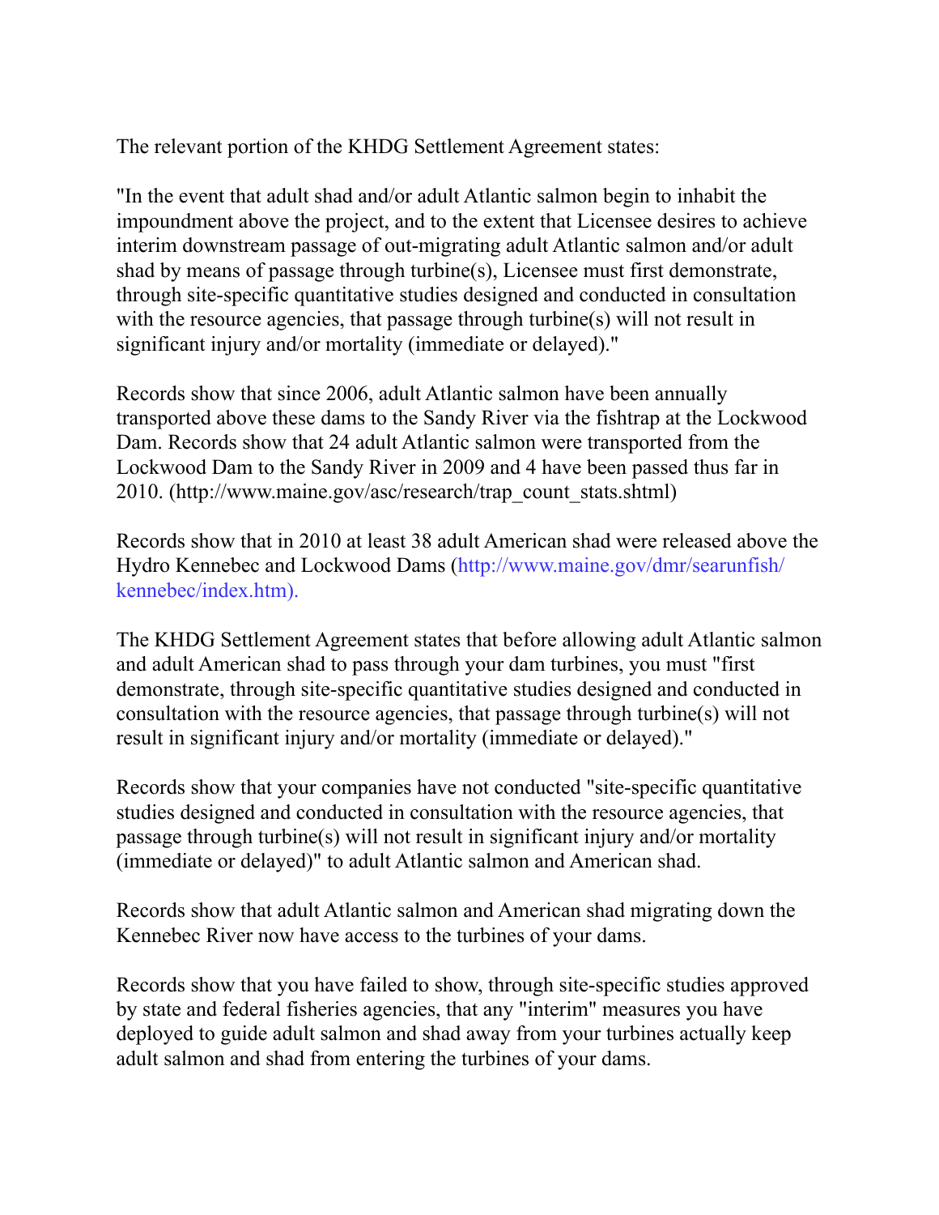The relevant portion of the KHDG Settlement Agreement states:

"In the event that adult shad and/or adult Atlantic salmon begin to inhabit the impoundment above the project, and to the extent that Licensee desires to achieve interim downstream passage of out-migrating adult Atlantic salmon and/or adult shad by means of passage through turbine(s), Licensee must first demonstrate, through site-specific quantitative studies designed and conducted in consultation with the resource agencies, that passage through turbine(s) will not result in significant injury and/or mortality (immediate or delayed)."

Records show that since 2006, adult Atlantic salmon have been annually transported above these dams to the Sandy River via the fishtrap at the Lockwood Dam. Records show that 24 adult Atlantic salmon were transported from the Lockwood Dam to the Sandy River in 2009 and 4 have been passed thus far in 2010. (http://www.maine.gov/asc/research/trap_count_stats.shtml)

Records show that in 2010 at least 38 adult American shad were released above the Hydro Kennebec and Lockwood Dams (http://www.maine.gov/dmr/searunfish/kennebec/index.htm).

The KHDG Settlement Agreement states that before allowing adult Atlantic salmon and adult American shad to pass through your dam turbines, you must "first demonstrate, through site-specific quantitative studies designed and conducted in consultation with the resource agencies, that passage through turbine(s) will not result in significant injury and/or mortality (immediate or delayed)."

Records show that your companies have not conducted "site-specific quantitative studies designed and conducted in consultation with the resource agencies, that passage through turbine(s) will not result in significant injury and/or mortality (immediate or delayed)" to adult Atlantic salmon and American shad.

Records show that adult Atlantic salmon and American shad migrating down the Kennebec River now have access to the turbines of your dams.

Records show that you have failed to show, through site-specific studies approved by state and federal fisheries agencies, that any "interim" measures you have deployed to guide adult salmon and shad away from your turbines actually keep adult salmon and shad from entering the turbines of your dams.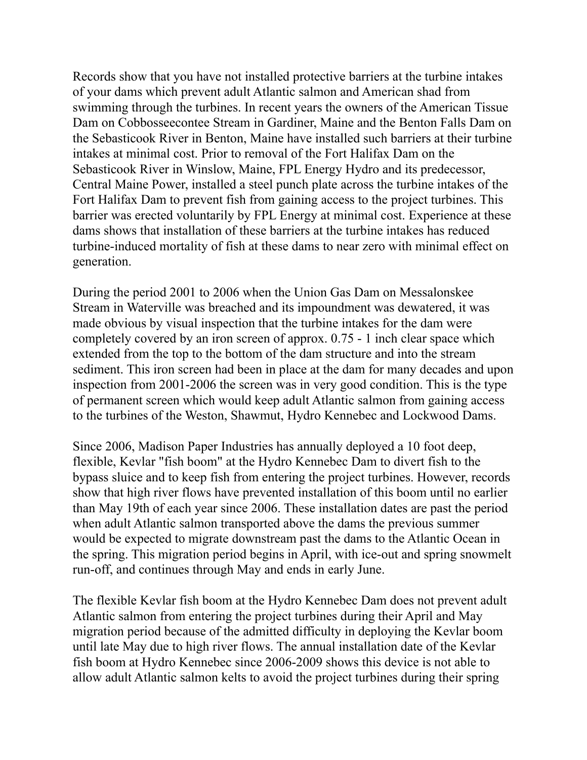Records show that you have not installed protective barriers at the turbine intakes of your dams which prevent adult Atlantic salmon and American shad from swimming through the turbines. In recent years the owners of the American Tissue Dam on Cobbosseecontee Stream in Gardiner, Maine and the Benton Falls Dam on the Sebasticook River in Benton, Maine have installed such barriers at their turbine intakes at minimal cost. Prior to removal of the Fort Halifax Dam on the Sebasticook River in Winslow, Maine, FPL Energy Hydro and its predecessor, Central Maine Power, installed a steel punch plate across the turbine intakes of the Fort Halifax Dam to prevent fish from gaining access to the project turbines. This barrier was erected voluntarily by FPL Energy at minimal cost. Experience at these dams shows that installation of these barriers at the turbine intakes has reduced turbine-induced mortality of fish at these dams to near zero with minimal effect on generation.

During the period 2001 to 2006 when the Union Gas Dam on Messalonskee Stream in Waterville was breached and its impoundment was dewatered, it was made obvious by visual inspection that the turbine intakes for the dam were completely covered by an iron screen of approx. 0.75 - 1 inch clear space which extended from the top to the bottom of the dam structure and into the stream sediment. This iron screen had been in place at the dam for many decades and upon inspection from 2001-2006 the screen was in very good condition. This is the type of permanent screen which would keep adult Atlantic salmon from gaining access to the turbines of the Weston, Shawmut, Hydro Kennebec and Lockwood Dams.

Since 2006, Madison Paper Industries has annually deployed a 10 foot deep, flexible, Kevlar "fish boom" at the Hydro Kennebec Dam to divert fish to the bypass sluice and to keep fish from entering the project turbines. However, records show that high river flows have prevented installation of this boom until no earlier than May 19th of each year since 2006. These installation dates are past the period when adult Atlantic salmon transported above the dams the previous summer would be expected to migrate downstream past the dams to the Atlantic Ocean in the spring. This migration period begins in April, with ice-out and spring snowmelt run-off, and continues through May and ends in early June.

The flexible Kevlar fish boom at the Hydro Kennebec Dam does not prevent adult Atlantic salmon from entering the project turbines during their April and May migration period because of the admitted difficulty in deploying the Kevlar boom until late May due to high river flows. The annual installation date of the Kevlar fish boom at Hydro Kennebec since 2006-2009 shows this device is not able to allow adult Atlantic salmon kelts to avoid the project turbines during their spring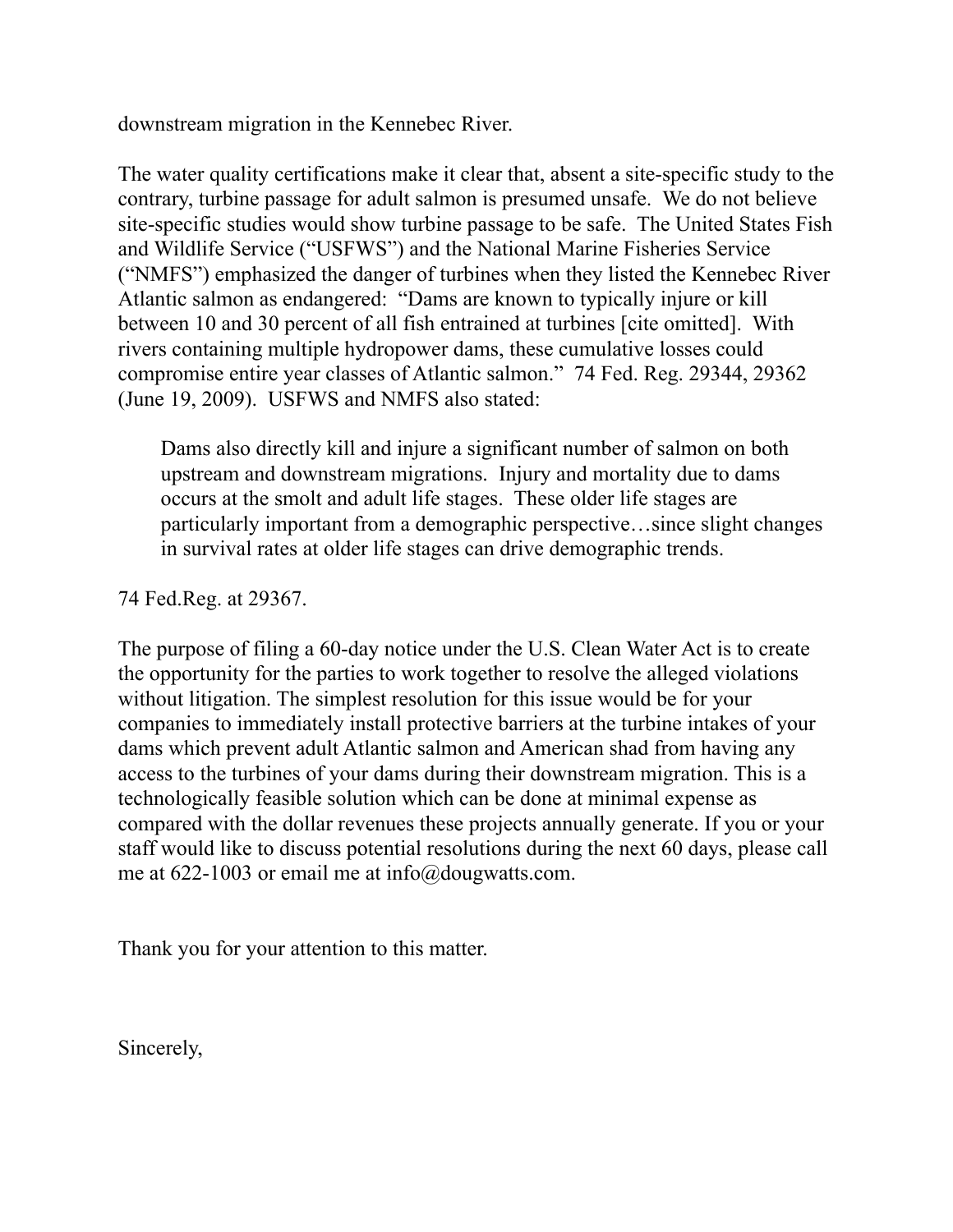downstream migration in the Kennebec River.

The water quality certifications make it clear that, absent a site-specific study to the contrary, turbine passage for adult salmon is presumed unsafe. We do not believe site-specific studies would show turbine passage to be safe. The United States Fish and Wildlife Service ("USFWS") and the National Marine Fisheries Service ("NMFS") emphasized the danger of turbines when they listed the Kennebec River Atlantic salmon as endangered: "Dams are known to typically injure or kill between 10 and 30 percent of all fish entrained at turbines [cite omitted]. With rivers containing multiple hydropower dams, these cumulative losses could compromise entire year classes of Atlantic salmon." 74 Fed. Reg. 29344, 29362 (June 19, 2009). USFWS and NMFS also stated:

> Dams also directly kill and injure a significant number of salmon on both upstream and downstream migrations. Injury and mortality due to dams occurs at the smolt and adult life stages. These older life stages are particularly important from a demographic perspective…since slight changes in survival rates at older life stages can drive demographic trends.

74 Fed.Reg. at 29367.

The purpose of filing a 60-day notice under the U.S. Clean Water Act is to create the opportunity for the parties to work together to resolve the alleged violations without litigation. The simplest resolution for this issue would be for your companies to immediately install protective barriers at the turbine intakes of your dams which prevent adult Atlantic salmon and American shad from having any access to the turbines of your dams during their downstream migration. This is a technologically feasible solution which can be done at minimal expense as compared with the dollar revenues these projects annually generate. If you or your staff would like to discuss potential resolutions during the next 60 days, please call me at 622-1003 or email me at info@dougwatts.com.

Thank you for your attention to this matter.

Sincerely,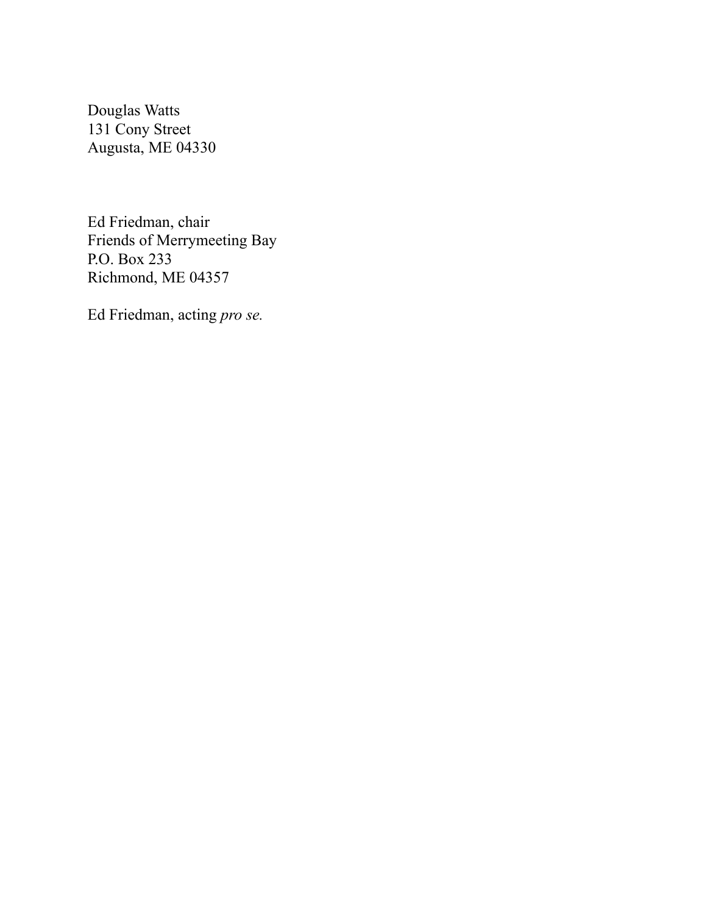Douglas Watts
131 Cony Street
Augusta, ME 04330

Ed Friedman, chair
Friends of Merrymeeting Bay
P.O. Box 233
Richmond, ME 04357

Ed Friedman, acting *pro se.*